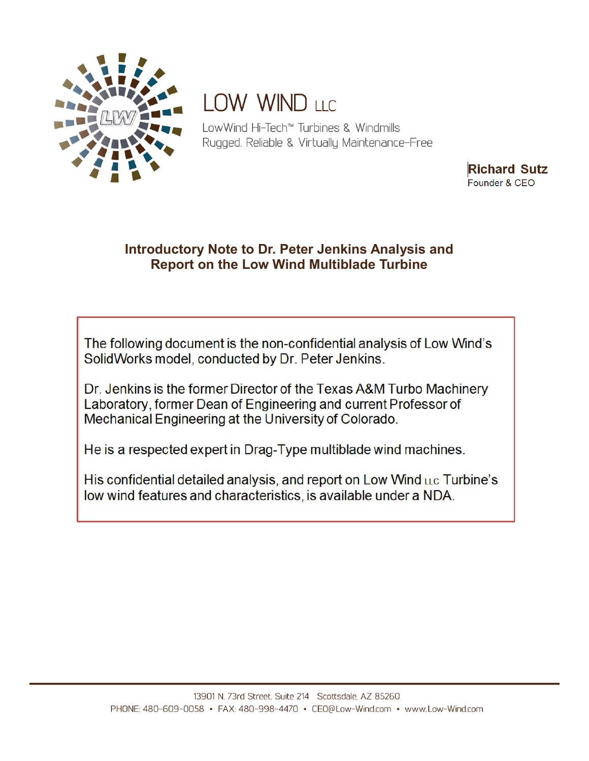# LOW WIND LLC

LowWind Hi-Tech™ Turbines & Windmills
Rugged, Reliable & Virtually Maintenance-Free

**Richard Sutz**
Founder & CEO

## Introductory Note to Dr. Peter Jenkins Analysis and Report on the Low Wind Multiblade Turbine

The following document is the non-confidential analysis of Low Wind's SolidWorks model, conducted by Dr. Peter Jenkins.

Dr. Jenkins is the former Director of the Texas A&M Turbo Machinery Laboratory, former Dean of Engineering and current Professor of Mechanical Engineering at the University of Colorado.

He is a respected expert in Drag-Type multiblade wind machines.

His confidential detailed analysis, and report on Low Wind LLC Turbine's low wind features and characteristics, is available under a NDA.

13901 N. 73rd Street, Suite 214 Scottsdale, AZ 85260
PHONE: 480-609-0058 • FAX: 480-998-4470 • CEO@Low-Wind.com • www.Low-Wind.com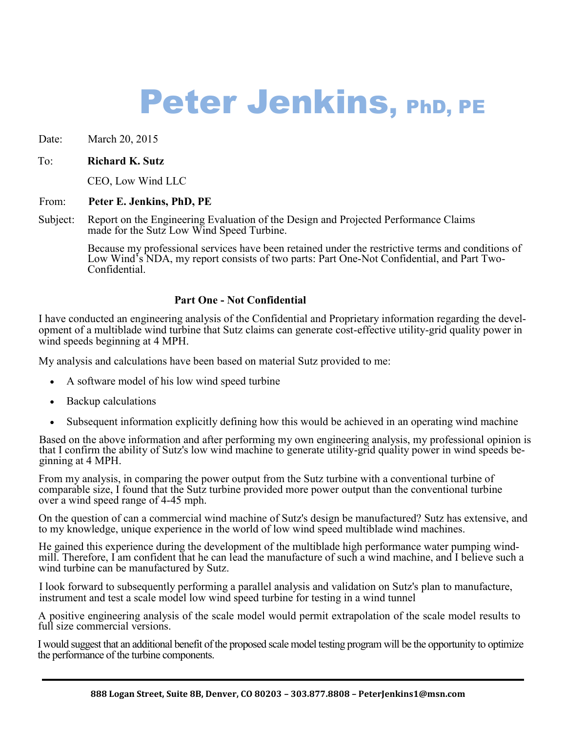# Peter Jenkins, PhD, PE

Date: March 20, 2015

To: **Richard K. Sutz**

CEO, Low Wind LLC

From: **Peter E. Jenkins, PhD, PE**

Subject: Report on the Engineering Evaluation of the Design and Projected Performance Claims made for the Sutz Low Wind Speed Turbine.

Because my professional services have been retained under the restrictive terms and conditions of Low Wind's NDA, my report consists of two parts: Part One-Not Confidential, and Part Two-Confidential.

## Part One - Not Confidential

I have conducted an engineering analysis of the Confidential and Proprietary information regarding the development of a multiblade wind turbine that Sutz claims can generate cost-effective utility-grid quality power in wind speeds beginning at 4 MPH.

My analysis and calculations have been based on material Sutz provided to me:

- A software model of his low wind speed turbine
- Backup calculations
- Subsequent information explicitly defining how this would be achieved in an operating wind machine

Based on the above information and after performing my own engineering analysis, my professional opinion is that I confirm the ability of Sutz's low wind machine to generate utility-grid quality power in wind speeds beginning at 4 MPH.

From my analysis, in comparing the power output from the Sutz turbine with a conventional turbine of comparable size, I found that the Sutz turbine provided more power output than the conventional turbine over a wind speed range of 4-45 mph.

On the question of can a commercial wind machine of Sutz's design be manufactured? Sutz has extensive, and to my knowledge, unique experience in the world of low wind speed multiblade wind machines.

He gained this experience during the development of the multiblade high performance water pumping windmill. Therefore, I am confident that he can lead the manufacture of such a wind machine, and I believe such a wind turbine can be manufactured by Sutz.

I look forward to subsequently performing a parallel analysis and validation on Sutz's plan to manufacture, instrument and test a scale model low wind speed turbine for testing in a wind tunnel

A positive engineering analysis of the scale model would permit extrapolation of the scale model results to full size commercial versions.

I would suggest that an additional benefit of the proposed scale model testing program will be the opportunity to optimize the performance of the turbine components.

888 Logan Street, Suite 8B, Denver, CO 80203 – 303.877.8808 – PeterJenkins1@msn.com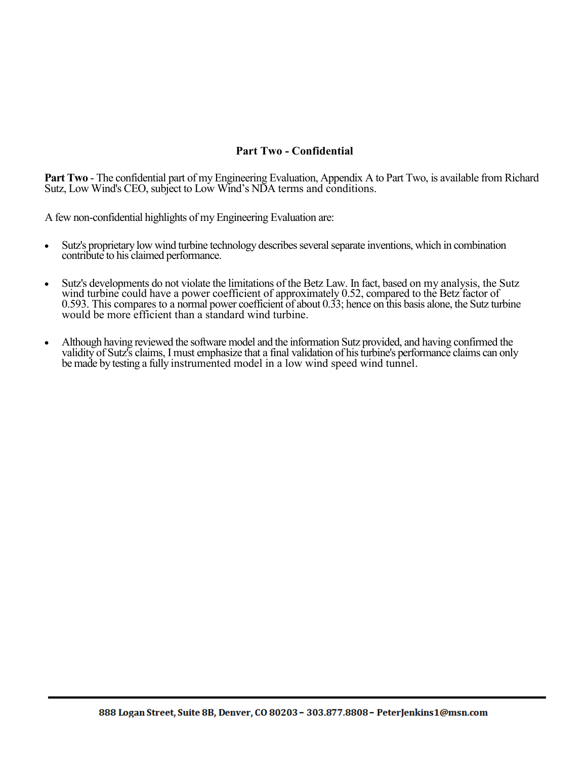## Part Two - Confidential

**Part Two** - The confidential part of my Engineering Evaluation, Appendix A to Part Two, is available from Richard Sutz, Low Wind's CEO, subject to Low Wind's NDA terms and conditions.

A few non-confidential highlights of my Engineering Evaluation are:

- Sutz's proprietary low wind turbine technology describes several separate inventions, which in combination contribute to his claimed performance.
- Sutz's developments do not violate the limitations of the Betz Law. In fact, based on my analysis, the Sutz wind turbine could have a power coefficient of approximately 0.52, compared to the Betz factor of 0.593. This compares to a normal power coefficient of about 0.33; hence on this basis alone, the Sutz turbine would be more efficient than a standard wind turbine.
- Although having reviewed the software model and the information Sutz provided, and having confirmed the validity of Sutz's claims, I must emphasize that a final validation of his turbine's performance claims can only be made by testing a fully instrumented model in a low wind speed wind tunnel.

888 Logan Street, Suite 8B, Denver, CO 80203 – 303.877.8808 – PeterJenkins1@msn.com